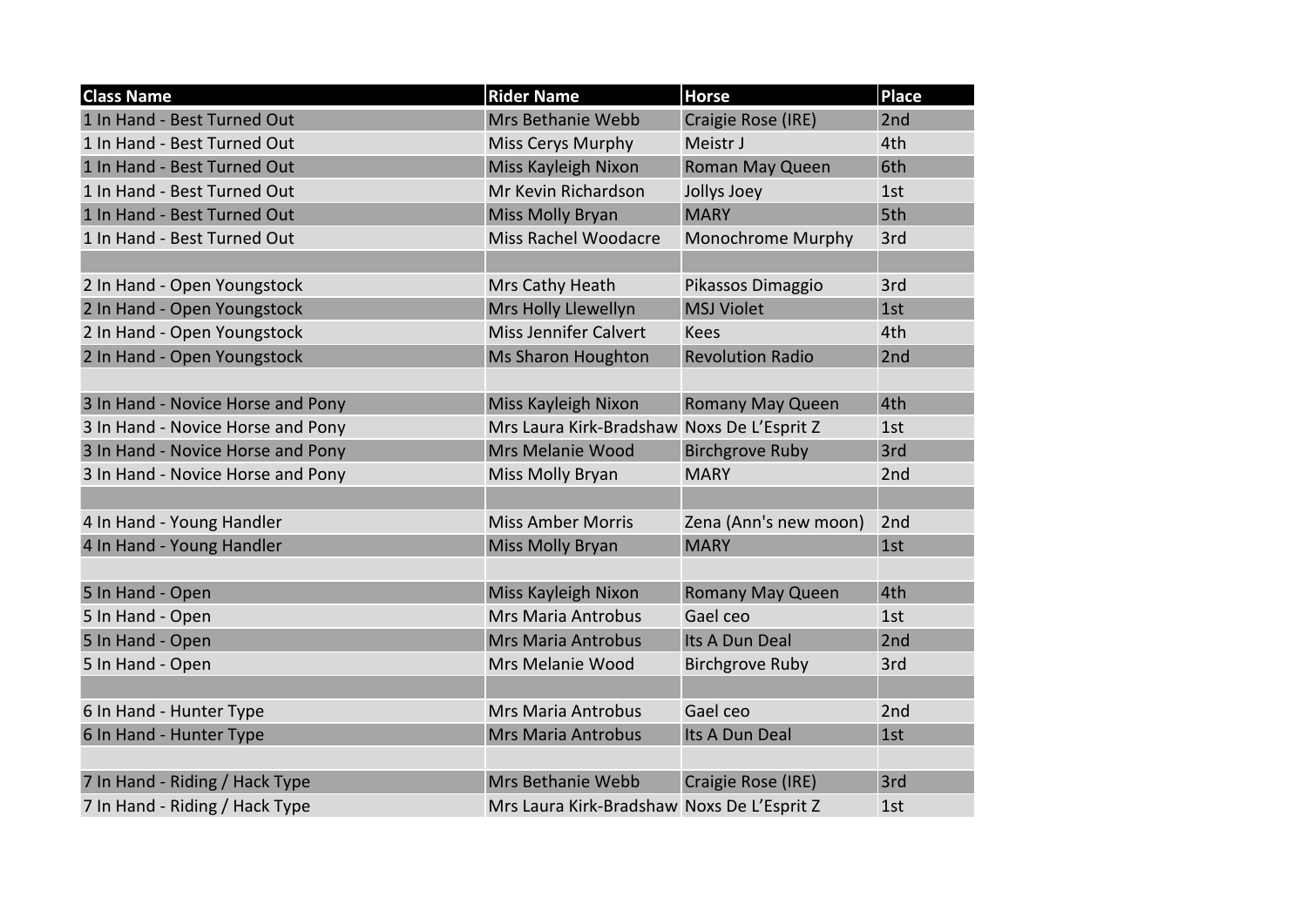| Class Name | Rider Name | Horse | Place |
| --- | --- | --- | --- |
| 1 In Hand - Best Turned Out | Mrs Bethanie Webb | Craigie Rose (IRE) | 2nd |
| 1 In Hand - Best Turned Out | Miss Cerys Murphy | Meistr J | 4th |
| 1 In Hand - Best Turned Out | Miss Kayleigh Nixon | Roman May Queen | 6th |
| 1 In Hand - Best Turned Out | Mr Kevin Richardson | Jollys Joey | 1st |
| 1 In Hand - Best Turned Out | Miss Molly Bryan | MARY | 5th |
| 1 In Hand - Best Turned Out | Miss Rachel Woodacre | Monochrome Murphy | 3rd |
| | | | |
| 2 In Hand - Open Youngstock | Mrs Cathy Heath | Pikassos Dimaggio | 3rd |
| 2 In Hand - Open Youngstock | Mrs Holly Llewellyn | MSJ Violet | 1st |
| 2 In Hand - Open Youngstock | Miss Jennifer Calvert | Kees | 4th |
| 2 In Hand - Open Youngstock | Ms Sharon Houghton | Revolution Radio | 2nd |
| | | | |
| 3 In Hand - Novice Horse and Pony | Miss Kayleigh Nixon | Romany May Queen | 4th |
| 3 In Hand - Novice Horse and Pony | Mrs Laura Kirk-Bradshaw | Noxs De L'Esprit Z | 1st |
| 3 In Hand - Novice Horse and Pony | Mrs Melanie Wood | Birchgrove Ruby | 3rd |
| 3 In Hand - Novice Horse and Pony | Miss Molly Bryan | MARY | 2nd |
| | | | |
| 4 In Hand - Young Handler | Miss Amber Morris | Zena (Ann's new moon) | 2nd |
| 4 In Hand - Young Handler | Miss Molly Bryan | MARY | 1st |
| | | | |
| 5 In Hand - Open | Miss Kayleigh Nixon | Romany May Queen | 4th |
| 5 In Hand - Open | Mrs Maria Antrobus | Gael ceo | 1st |
| 5 In Hand - Open | Mrs Maria Antrobus | Its A Dun Deal | 2nd |
| 5 In Hand - Open | Mrs Melanie Wood | Birchgrove Ruby | 3rd |
| | | | |
| 6 In Hand - Hunter Type | Mrs Maria Antrobus | Gael ceo | 2nd |
| 6 In Hand - Hunter Type | Mrs Maria Antrobus | Its A Dun Deal | 1st |
| | | | |
| 7 In Hand - Riding / Hack Type | Mrs Bethanie Webb | Craigie Rose (IRE) | 3rd |
| 7 In Hand - Riding / Hack Type | Mrs Laura Kirk-Bradshaw | Noxs De L'Esprit Z | 1st |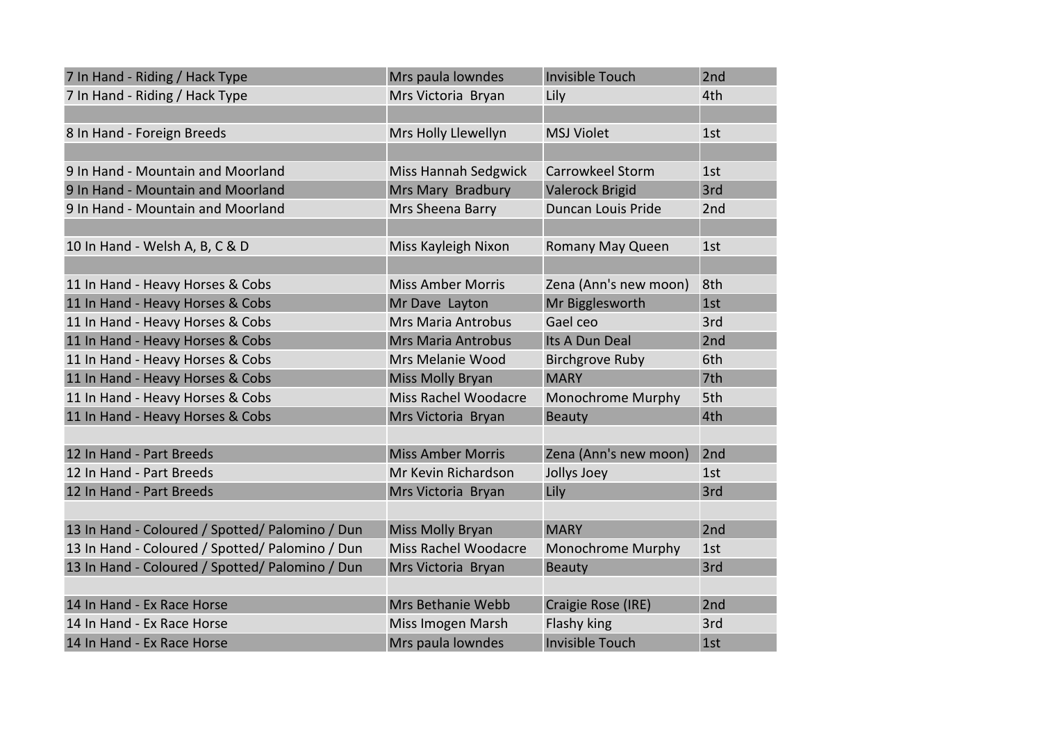| | | | |
|---|---|---|---|
| 7 In Hand - Riding / Hack Type | Mrs paula lowndes | Invisible Touch | 2nd |
| 7 In Hand - Riding / Hack Type | Mrs Victoria Bryan | Lily | 4th |
| | | | |
| 8 In Hand - Foreign Breeds | Mrs Holly Llewellyn | MSJ Violet | 1st |
| | | | |
| 9 In Hand - Mountain and Moorland | Miss Hannah Sedgwick | Carrowkeel Storm | 1st |
| 9 In Hand - Mountain and Moorland | Mrs Mary Bradbury | Valerock Brigid | 3rd |
| 9 In Hand - Mountain and Moorland | Mrs Sheena Barry | Duncan Louis Pride | 2nd |
| | | | |
| 10 In Hand - Welsh A, B, C & D | Miss Kayleigh Nixon | Romany May Queen | 1st |
| | | | |
| 11 In Hand - Heavy Horses & Cobs | Miss Amber Morris | Zena (Ann's new moon) | 8th |
| 11 In Hand - Heavy Horses & Cobs | Mr Dave Layton | Mr Bigglesworth | 1st |
| 11 In Hand - Heavy Horses & Cobs | Mrs Maria Antrobus | Gael ceo | 3rd |
| 11 In Hand - Heavy Horses & Cobs | Mrs Maria Antrobus | Its A Dun Deal | 2nd |
| 11 In Hand - Heavy Horses & Cobs | Mrs Melanie Wood | Birchgrove Ruby | 6th |
| 11 In Hand - Heavy Horses & Cobs | Miss Molly Bryan | MARY | 7th |
| 11 In Hand - Heavy Horses & Cobs | Miss Rachel Woodacre | Monochrome Murphy | 5th |
| 11 In Hand - Heavy Horses & Cobs | Mrs Victoria Bryan | Beauty | 4th |
| | | | |
| 12 In Hand - Part Breeds | Miss Amber Morris | Zena (Ann's new moon) | 2nd |
| 12 In Hand - Part Breeds | Mr Kevin Richardson | Jollys Joey | 1st |
| 12 In Hand - Part Breeds | Mrs Victoria Bryan | Lily | 3rd |
| | | | |
| 13 In Hand - Coloured / Spotted/ Palomino / Dun | Miss Molly Bryan | MARY | 2nd |
| 13 In Hand - Coloured / Spotted/ Palomino / Dun | Miss Rachel Woodacre | Monochrome Murphy | 1st |
| 13 In Hand - Coloured / Spotted/ Palomino / Dun | Mrs Victoria Bryan | Beauty | 3rd |
| | | | |
| 14 In Hand - Ex Race Horse | Mrs Bethanie Webb | Craigie Rose (IRE) | 2nd |
| 14 In Hand - Ex Race Horse | Miss Imogen Marsh | Flashy king | 3rd |
| 14 In Hand - Ex Race Horse | Mrs paula lowndes | Invisible Touch | 1st |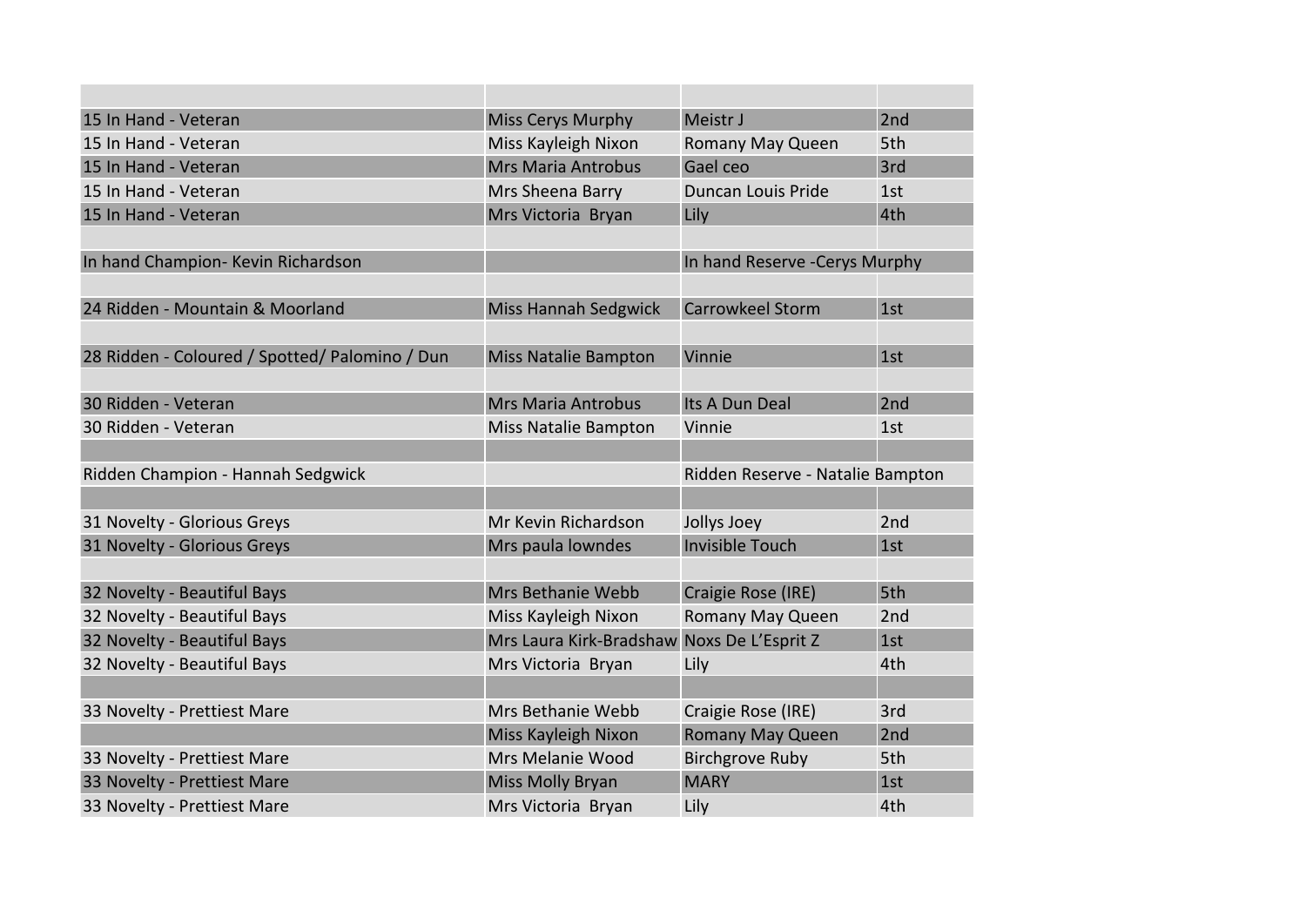| | | | |
|---|---|---|---|
| 15 In Hand - Veteran | Miss Cerys Murphy | Meistr J | 2nd |
| 15 In Hand - Veteran | Miss Kayleigh Nixon | Romany May Queen | 5th |
| 15 In Hand - Veteran | Mrs Maria Antrobus | Gael ceo | 3rd |
| 15 In Hand - Veteran | Mrs Sheena Barry | Duncan Louis Pride | 1st |
| 15 In Hand - Veteran | Mrs Victoria Bryan | Lily | 4th |
| | | | |
| In hand Champion- Kevin Richardson | | In hand Reserve -Cerys Murphy | |
| | | | |
| 24 Ridden - Mountain & Moorland | Miss Hannah Sedgwick | Carrowkeel Storm | 1st |
| | | | |
| 28 Ridden - Coloured / Spotted/ Palomino / Dun | Miss Natalie Bampton | Vinnie | 1st |
| | | | |
| 30 Ridden - Veteran | Mrs Maria Antrobus | Its A Dun Deal | 2nd |
| 30 Ridden - Veteran | Miss Natalie Bampton | Vinnie | 1st |
| | | | |
| Ridden Champion - Hannah Sedgwick | | Ridden Reserve - Natalie Bampton | |
| | | | |
| 31 Novelty - Glorious Greys | Mr Kevin Richardson | Jollys Joey | 2nd |
| 31 Novelty - Glorious Greys | Mrs paula lowndes | Invisible Touch | 1st |
| | | | |
| 32 Novelty - Beautiful Bays | Mrs Bethanie Webb | Craigie Rose (IRE) | 5th |
| 32 Novelty - Beautiful Bays | Miss Kayleigh Nixon | Romany May Queen | 2nd |
| 32 Novelty - Beautiful Bays | Mrs Laura Kirk-Bradshaw | Noxs De L'Esprit Z | 1st |
| 32 Novelty - Beautiful Bays | Mrs Victoria Bryan | Lily | 4th |
| | | | |
| 33 Novelty - Prettiest Mare | Mrs Bethanie Webb | Craigie Rose (IRE) | 3rd |
| | Miss Kayleigh Nixon | Romany May Queen | 2nd |
| 33 Novelty - Prettiest Mare | Mrs Melanie Wood | Birchgrove Ruby | 5th |
| 33 Novelty - Prettiest Mare | Miss Molly Bryan | MARY | 1st |
| 33 Novelty - Prettiest Mare | Mrs Victoria Bryan | Lily | 4th |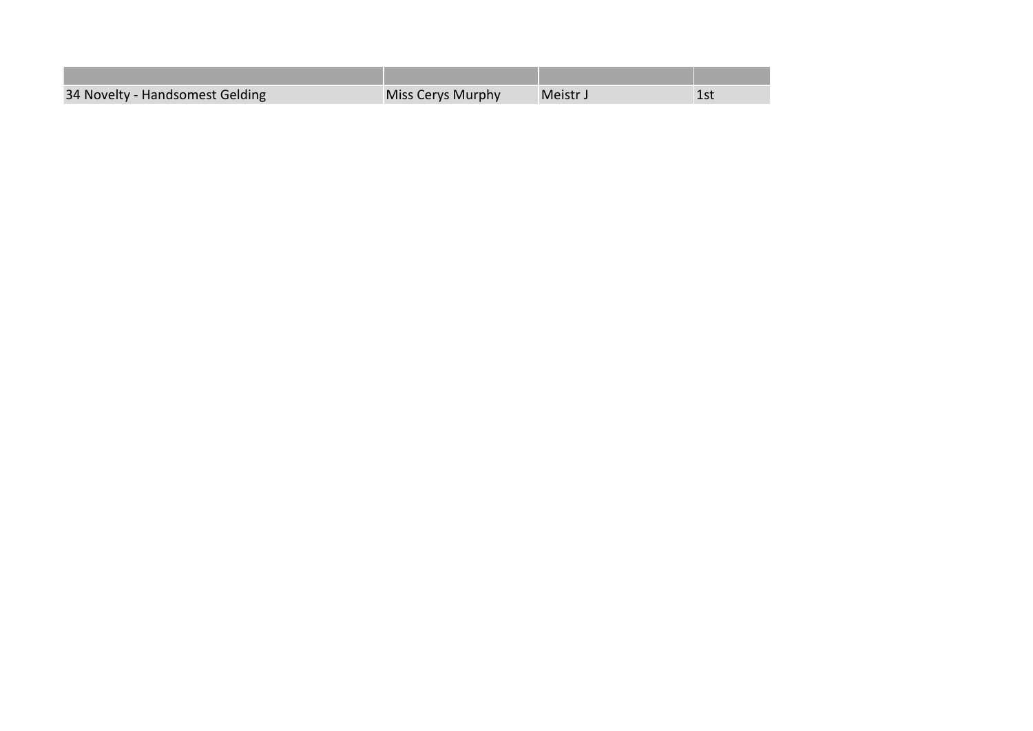| | | | |
|---|---|---|---|
| 34 Novelty - Handsomest Gelding | Miss Cerys Murphy | Meistr J | 1st |